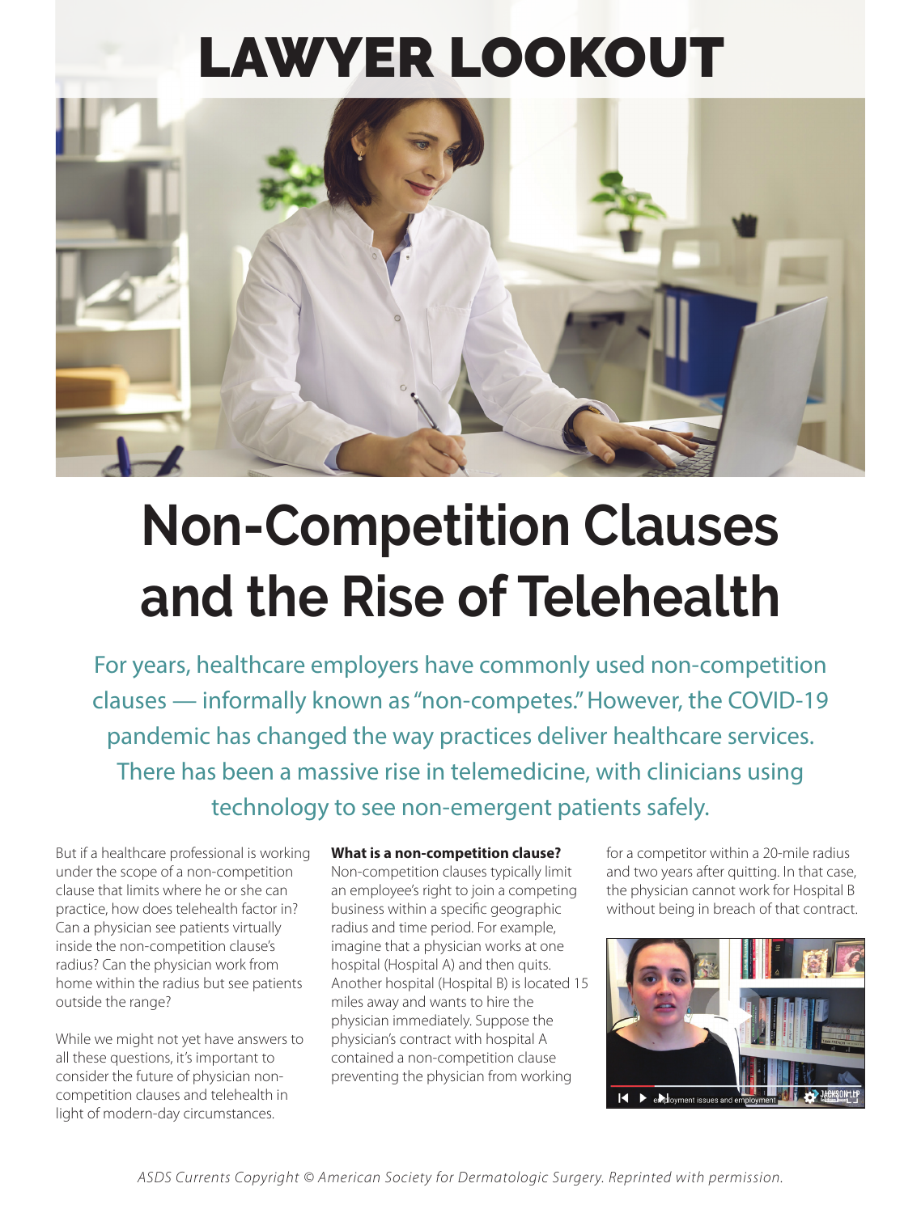# LAWYER LOOKOUT

# Non-Competition Clauses and the Rise of Telehealth

For years, healthcare employers have commonly used non-competition clauses — informally known as "non-competes." However, the COVID-19 pandemic has changed the way practices deliver healthcare services. There has been a massive rise in telemedicine, with clinicians using technology to see non-emergent patients safely.

But if a healthcare professional is working under the scope of a non-competition clause that limits where he or she can practice, how does telehealth factor in? Can a physician see patients virtually inside the non-competition clause's radius? Can the physician work from home within the radius but see patients outside the range?

While we might not yet have answers to all these questions, it's important to consider the future of physician non-competition clauses and telehealth in light of modern-day circumstances.

**What is a non-competition clause?**

Non-competition clauses typically limit an employee's right to join a competing business within a specific geographic radius and time period. For example, imagine that a physician works at one hospital (Hospital A) and then quits. Another hospital (Hospital B) is located 15 miles away and wants to hire the physician immediately. Suppose the physician's contract with hospital A contained a non-competition clause preventing the physician from working for a competitor within a 20-mile radius and two years after quitting. In that case, the physician cannot work for Hospital B without being in breach of that contract.

*ASDS Currents Copyright © American Society for Dermatologic Surgery. Reprinted with permission.*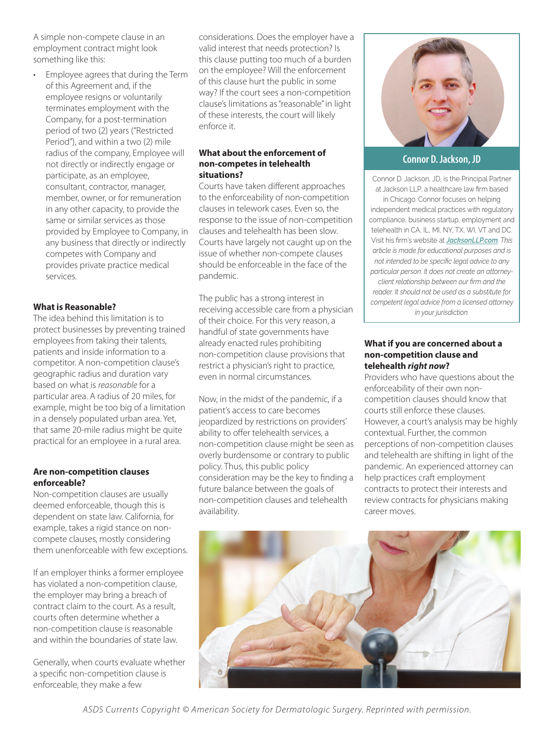A simple non-compete clause in an employment contract might look something like this:

- Employee agrees that during the Term of this Agreement and, if the employee resigns or voluntarily terminates employment with the Company, for a post-termination period of two (2) years ("Restricted Period"), and within a two (2) mile radius of the company, Employee will not directly or indirectly engage or participate, as an employee, consultant, contractor, manager, member, owner, or for remuneration in any other capacity, to provide the same or similar services as those provided by Employee to Company, in any business that directly or indirectly competes with Company and provides private practice medical services.

### What is Reasonable?

The idea behind this limitation is to protect businesses by preventing trained employees from taking their talents, patients and inside information to a competitor. A non-competition clause's geographic radius and duration vary based on what is *reasonable* for a particular area. A radius of 20 miles, for example, might be too big of a limitation in a densely populated urban area. Yet, that same 20-mile radius might be quite practical for an employee in a rural area.

### Are non-competition clauses enforceable?

Non-competition clauses are usually deemed enforceable, though this is dependent on state law. California, for example, takes a rigid stance on non-compete clauses, mostly considering them unenforceable with few exceptions.

If an employer thinks a former employee has violated a non-competition clause, the employer may bring a breach of contract claim to the court. As a result, courts often determine whether a non-competition clause is reasonable and within the boundaries of state law.

Generally, when courts evaluate whether a specific non-competition clause is enforceable, they make a few considerations. Does the employer have a valid interest that needs protection? Is this clause putting too much of a burden on the employee? Will the enforcement of this clause hurt the public in some way? If the court sees a non-competition clause's limitations as "reasonable" in light of these interests, the court will likely enforce it.

### What about the enforcement of non-competes in telehealth situations?

Courts have taken different approaches to the enforceability of non-competition clauses in telework cases. Even so, the response to the issue of non-competition clauses and telehealth has been slow. Courts have largely not caught up on the issue of whether non-compete clauses should be enforceable in the face of the pandemic.

The public has a strong interest in receiving accessible care from a physician of their choice. For this very reason, a handful of state governments have already enacted rules prohibiting non-competition clause provisions that restrict a physician's right to practice, even in normal circumstances.

Now, in the midst of the pandemic, if a patient's access to care becomes jeopardized by restrictions on providers' ability to offer telehealth services, a non-competition clause might be seen as overly burdensome or contrary to public policy. Thus, this public policy consideration may be the key to finding a future balance between the goals of non-competition clauses and telehealth availability.

**Connor D. Jackson, JD**

Connor D. Jackson, JD, is the Principal Partner at Jackson LLP, a healthcare law firm based in Chicago. Connor focuses on helping independent medical practices with regulatory compliance, business startup, employment and telehealth in CA, IL, MI, NY, TX, WI, VT and DC. Visit his firm's website at ***JacksonLLP.com***. *This article is made for educational purposes and is not intended to be specific legal advice to any particular person. It does not create an attorney-client relationship between our firm and the reader. It should not be used as a substitute for competent legal advice from a licensed attorney in your jurisdiction.*

### What if you are concerned about a non-competition clause and telehealth *right now*?

Providers who have questions about the enforceability of their own non-competition clauses should know that courts still enforce these clauses. However, a court's analysis may be highly contextual. Further, the common perceptions of non-competition clauses and telehealth are shifting in light of the pandemic. An experienced attorney can help practices craft employment contracts to protect their interests and review contracts for physicians making career moves.

*ASDS Currents Copyright © American Society for Dermatologic Surgery. Reprinted with permission.*